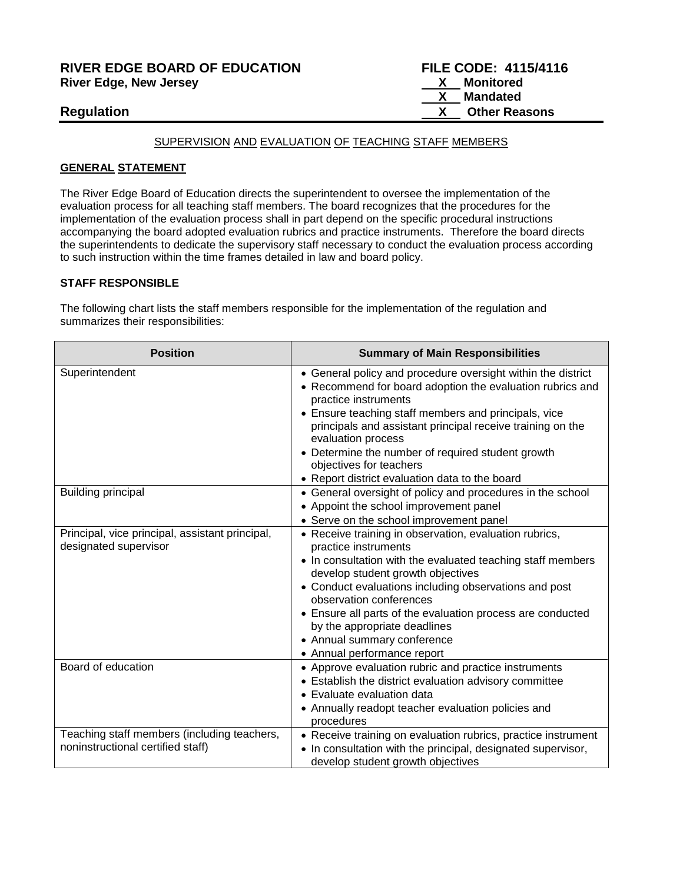**RIVER EDGE BOARD OF EDUCATION**
**River Edge, New Jersey**

**Regulation**

**FILE CODE: 4115/4116**
**X** Monitored
**X** Mandated
**X** Other Reasons

SUPERVISION AND EVALUATION OF TEACHING STAFF MEMBERS

**GENERAL STATEMENT**

The River Edge Board of Education directs the superintendent to oversee the implementation of the evaluation process for all teaching staff members. The board recognizes that the procedures for the implementation of the evaluation process shall in part depend on the specific procedural instructions accompanying the board adopted evaluation rubrics and practice instruments. Therefore the board directs the superintendents to dedicate the supervisory staff necessary to conduct the evaluation process according to such instruction within the time frames detailed in law and board policy.

**STAFF RESPONSIBLE**

The following chart lists the staff members responsible for the implementation of the regulation and summarizes their responsibilities:

| Position | Summary of Main Responsibilities |
|---|---|
| Superintendent | • General policy and procedure oversight within the district<br>• Recommend for board adoption the evaluation rubrics and practice instruments<br>• Ensure teaching staff members and principals, vice principals and assistant principal receive training on the evaluation process<br>• Determine the number of required student growth objectives for teachers<br>• Report district evaluation data to the board |
| Building principal | • General oversight of policy and procedures in the school<br>• Appoint the school improvement panel<br>• Serve on the school improvement panel |
| Principal, vice principal, assistant principal, designated supervisor | • Receive training in observation, evaluation rubrics, practice instruments<br>• In consultation with the evaluated teaching staff members develop student growth objectives<br>• Conduct evaluations including observations and post observation conferences<br>• Ensure all parts of the evaluation process are conducted by the appropriate deadlines<br>• Annual summary conference<br>• Annual performance report |
| Board of education | • Approve evaluation rubric and practice instruments<br>• Establish the district evaluation advisory committee<br>• Evaluate evaluation data<br>• Annually readopt teacher evaluation policies and procedures |
| Teaching staff members (including teachers, noninstructional certified staff) | • Receive training on evaluation rubrics, practice instrument<br>• In consultation with the principal, designated supervisor, develop student growth objectives |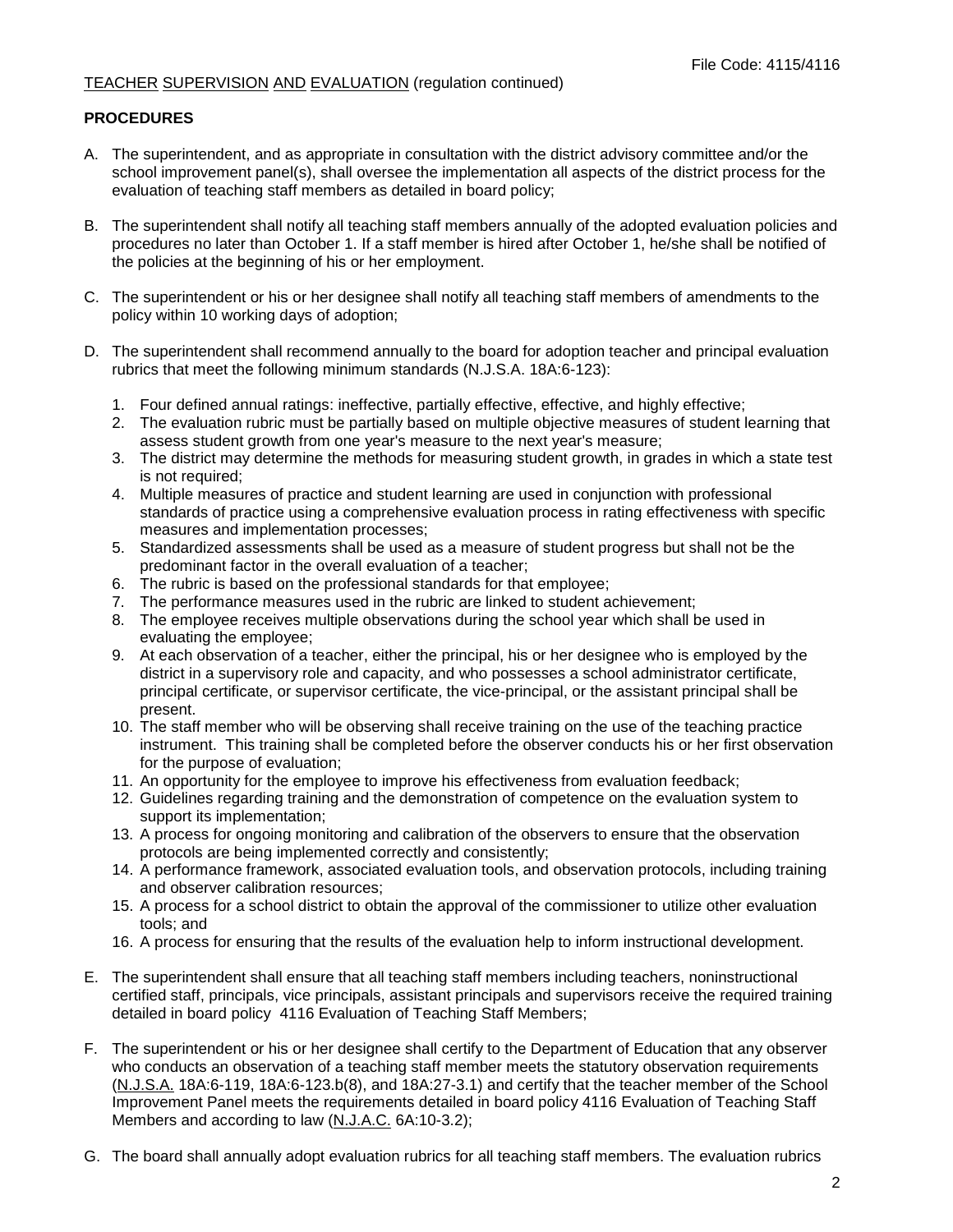TEACHER SUPERVISION AND EVALUATION (regulation continued)

**PROCEDURES**

A. The superintendent, and as appropriate in consultation with the district advisory committee and/or the school improvement panel(s), shall oversee the implementation all aspects of the district process for the evaluation of teaching staff members as detailed in board policy;

B. The superintendent shall notify all teaching staff members annually of the adopted evaluation policies and procedures no later than October 1. If a staff member is hired after October 1, he/she shall be notified of the policies at the beginning of his or her employment.

C. The superintendent or his or her designee shall notify all teaching staff members of amendments to the policy within 10 working days of adoption;

D. The superintendent shall recommend annually to the board for adoption teacher and principal evaluation rubrics that meet the following minimum standards (N.J.S.A. 18A:6-123):

   1. Four defined annual ratings: ineffective, partially effective, effective, and highly effective;
   2. The evaluation rubric must be partially based on multiple objective measures of student learning that assess student growth from one year's measure to the next year's measure;
   3. The district may determine the methods for measuring student growth, in grades in which a state test is not required;
   4. Multiple measures of practice and student learning are used in conjunction with professional standards of practice using a comprehensive evaluation process in rating effectiveness with specific measures and implementation processes;
   5. Standardized assessments shall be used as a measure of student progress but shall not be the predominant factor in the overall evaluation of a teacher;
   6. The rubric is based on the professional standards for that employee;
   7. The performance measures used in the rubric are linked to student achievement;
   8. The employee receives multiple observations during the school year which shall be used in evaluating the employee;
   9. At each observation of a teacher, either the principal, his or her designee who is employed by the district in a supervisory role and capacity, and who possesses a school administrator certificate, principal certificate, or supervisor certificate, the vice-principal, or the assistant principal shall be present.
   10. The staff member who will be observing shall receive training on the use of the teaching practice instrument. This training shall be completed before the observer conducts his or her first observation for the purpose of evaluation;
   11. An opportunity for the employee to improve his effectiveness from evaluation feedback;
   12. Guidelines regarding training and the demonstration of competence on the evaluation system to support its implementation;
   13. A process for ongoing monitoring and calibration of the observers to ensure that the observation protocols are being implemented correctly and consistently;
   14. A performance framework, associated evaluation tools, and observation protocols, including training and observer calibration resources;
   15. A process for a school district to obtain the approval of the commissioner to utilize other evaluation tools; and
   16. A process for ensuring that the results of the evaluation help to inform instructional development.

E. The superintendent shall ensure that all teaching staff members including teachers, noninstructional certified staff, principals, vice principals, assistant principals and supervisors receive the required training detailed in board policy 4116 Evaluation of Teaching Staff Members;

F. The superintendent or his or her designee shall certify to the Department of Education that any observer who conducts an observation of a teaching staff member meets the statutory observation requirements (N.J.S.A. 18A:6-119, 18A:6-123.b(8), and 18A:27-3.1) and certify that the teacher member of the School Improvement Panel meets the requirements detailed in board policy 4116 Evaluation of Teaching Staff Members and according to law (N.J.A.C. 6A:10-3.2);

G. The board shall annually adopt evaluation rubrics for all teaching staff members. The evaluation rubrics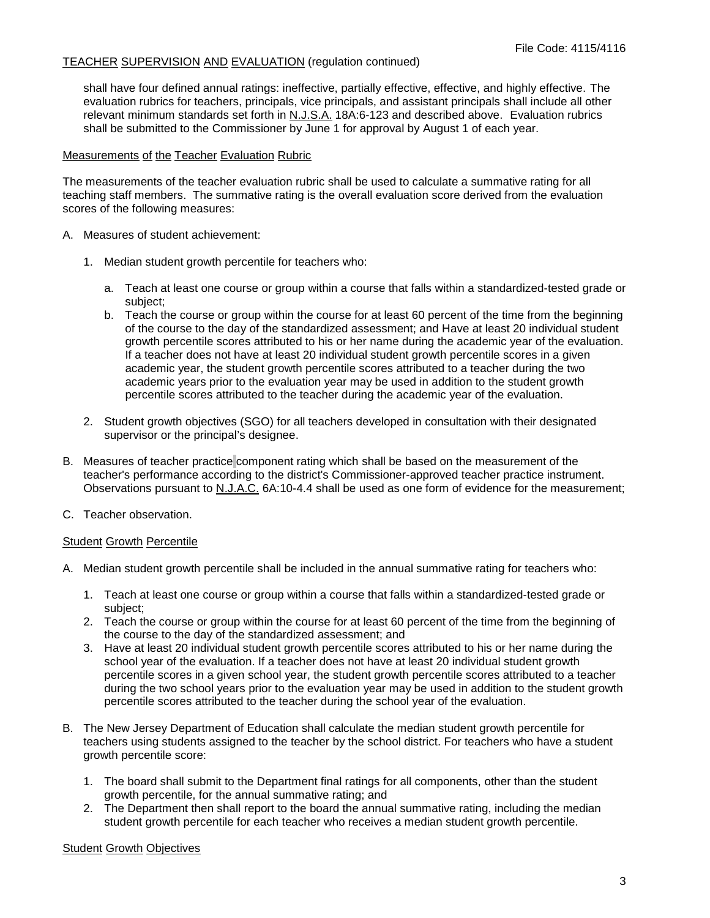shall have four defined annual ratings: ineffective, partially effective, effective, and highly effective. The evaluation rubrics for teachers, principals, vice principals, and assistant principals shall include all other relevant minimum standards set forth in N.J.S.A. 18A:6-123 and described above. Evaluation rubrics shall be submitted to the Commissioner by June 1 for approval by August 1 of each year.

## Measurements of the Teacher Evaluation Rubric

The measurements of the teacher evaluation rubric shall be used to calculate a summative rating for all teaching staff members. The summative rating is the overall evaluation score derived from the evaluation scores of the following measures:

A. Measures of student achievement:

   1. Median student growth percentile for teachers who:

      a. Teach at least one course or group within a course that falls within a standardized-tested grade or subject;
      b. Teach the course or group within the course for at least 60 percent of the time from the beginning of the course to the day of the standardized assessment; and Have at least 20 individual student growth percentile scores attributed to his or her name during the academic year of the evaluation. If a teacher does not have at least 20 individual student growth percentile scores in a given academic year, the student growth percentile scores attributed to a teacher during the two academic years prior to the evaluation year may be used in addition to the student growth percentile scores attributed to the teacher during the academic year of the evaluation.

   2. Student growth objectives (SGO) for all teachers developed in consultation with their designated supervisor or the principal's designee.

B. Measures of teacher practice component rating which shall be based on the measurement of the teacher's performance according to the district's Commissioner-approved teacher practice instrument. Observations pursuant to N.J.A.C. 6A:10-4.4 shall be used as one form of evidence for the measurement;

C. Teacher observation.

## Student Growth Percentile

A. Median student growth percentile shall be included in the annual summative rating for teachers who:

   1. Teach at least one course or group within a course that falls within a standardized-tested grade or subject;
   2. Teach the course or group within the course for at least 60 percent of the time from the beginning of the course to the day of the standardized assessment; and
   3. Have at least 20 individual student growth percentile scores attributed to his or her name during the school year of the evaluation. If a teacher does not have at least 20 individual student growth percentile scores in a given school year, the student growth percentile scores attributed to a teacher during the two school years prior to the evaluation year may be used in addition to the student growth percentile scores attributed to the teacher during the school year of the evaluation.

B. The New Jersey Department of Education shall calculate the median student growth percentile for teachers using students assigned to the teacher by the school district. For teachers who have a student growth percentile score:

   1. The board shall submit to the Department final ratings for all components, other than the student growth percentile, for the annual summative rating; and
   2. The Department then shall report to the board the annual summative rating, including the median student growth percentile for each teacher who receives a median student growth percentile.

## Student Growth Objectives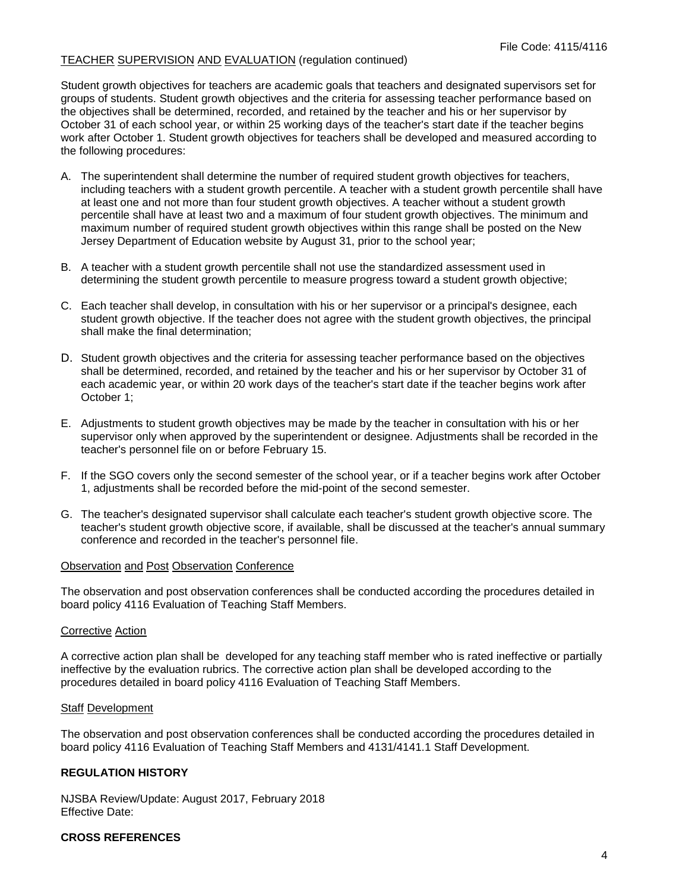File Code: 4115/4116

TEACHER SUPERVISION AND EVALUATION (regulation continued)

Student growth objectives for teachers are academic goals that teachers and designated supervisors set for groups of students. Student growth objectives and the criteria for assessing teacher performance based on the objectives shall be determined, recorded, and retained by the teacher and his or her supervisor by October 31 of each school year, or within 25 working days of the teacher's start date if the teacher begins work after October 1. Student growth objectives for teachers shall be developed and measured according to the following procedures:

A. The superintendent shall determine the number of required student growth objectives for teachers, including teachers with a student growth percentile. A teacher with a student growth percentile shall have at least one and not more than four student growth objectives. A teacher without a student growth percentile shall have at least two and a maximum of four student growth objectives. The minimum and maximum number of required student growth objectives within this range shall be posted on the New Jersey Department of Education website by August 31, prior to the school year;

B. A teacher with a student growth percentile shall not use the standardized assessment used in determining the student growth percentile to measure progress toward a student growth objective;

C. Each teacher shall develop, in consultation with his or her supervisor or a principal's designee, each student growth objective. If the teacher does not agree with the student growth objectives, the principal shall make the final determination;

D. Student growth objectives and the criteria for assessing teacher performance based on the objectives shall be determined, recorded, and retained by the teacher and his or her supervisor by October 31 of each academic year, or within 20 work days of the teacher's start date if the teacher begins work after October 1;

E. Adjustments to student growth objectives may be made by the teacher in consultation with his or her supervisor only when approved by the superintendent or designee. Adjustments shall be recorded in the teacher's personnel file on or before February 15.

F. If the SGO covers only the second semester of the school year, or if a teacher begins work after October 1, adjustments shall be recorded before the mid-point of the second semester.

G. The teacher's designated supervisor shall calculate each teacher's student growth objective score. The teacher's student growth objective score, if available, shall be discussed at the teacher's annual summary conference and recorded in the teacher's personnel file.

Observation and Post Observation Conference

The observation and post observation conferences shall be conducted according the procedures detailed in board policy 4116 Evaluation of Teaching Staff Members.

Corrective Action

A corrective action plan shall be developed for any teaching staff member who is rated ineffective or partially ineffective by the evaluation rubrics. The corrective action plan shall be developed according to the procedures detailed in board policy 4116 Evaluation of Teaching Staff Members.

Staff Development

The observation and post observation conferences shall be conducted according the procedures detailed in board policy 4116 Evaluation of Teaching Staff Members and 4131/4141.1 Staff Development.

**REGULATION HISTORY**

NJSBA Review/Update: August 2017, February 2018
Effective Date:

**CROSS REFERENCES**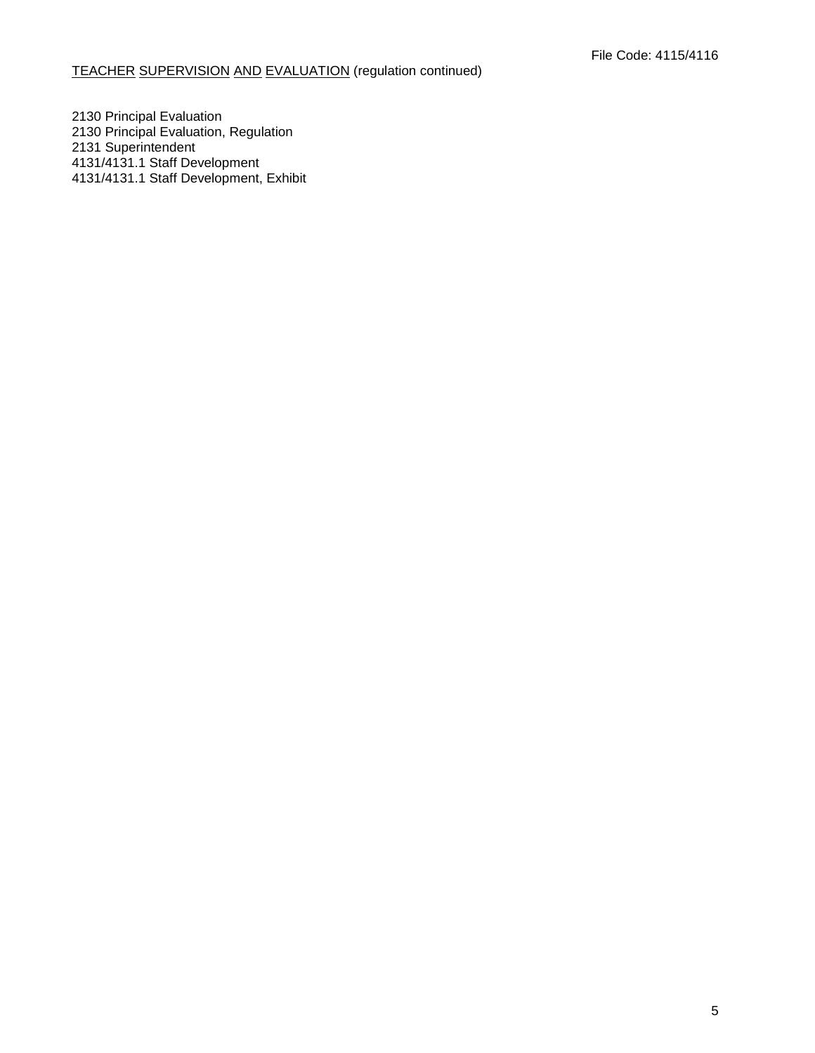2130 Principal Evaluation
2130 Principal Evaluation, Regulation
2131 Superintendent
4131/4131.1 Staff Development
4131/4131.1 Staff Development, Exhibit